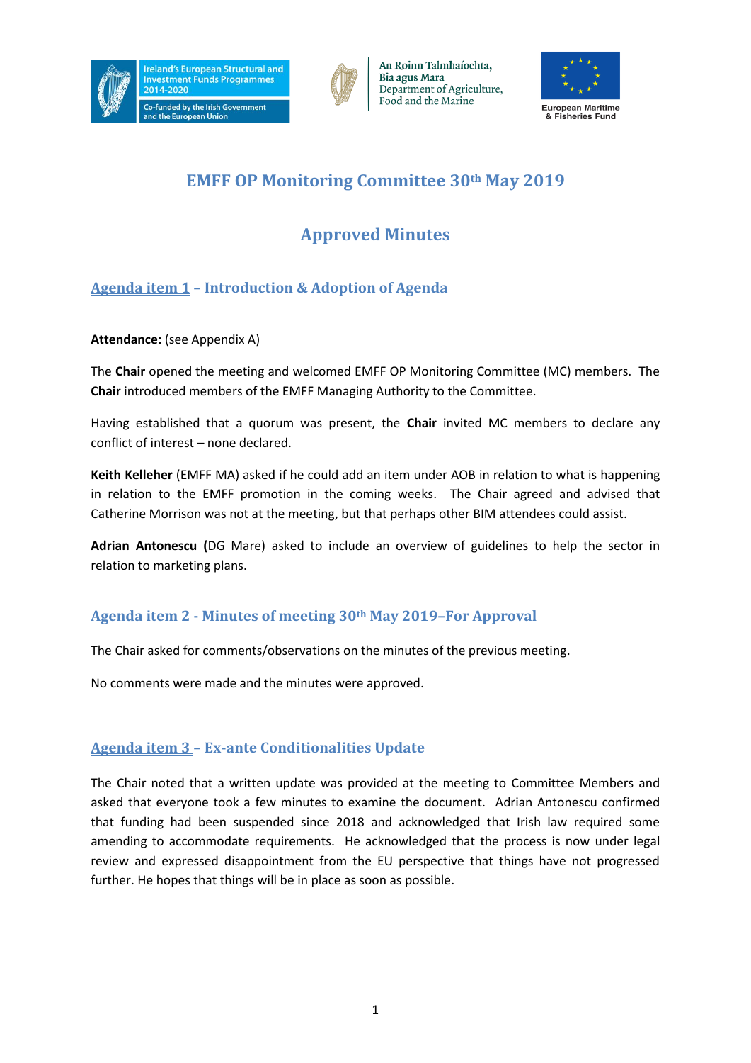# EMFF OP Monitoring Committee 30th May 2019

## Approved Minutes

### Agenda item 1 – Introduction & Adoption of Agenda

**Attendance:** (see Appendix A)

The **Chair** opened the meeting and welcomed EMFF OP Monitoring Committee (MC) members. The **Chair** introduced members of the EMFF Managing Authority to the Committee.

Having established that a quorum was present, the **Chair** invited MC members to declare any conflict of interest – none declared.

**Keith Kelleher** (EMFF MA) asked if he could add an item under AOB in relation to what is happening in relation to the EMFF promotion in the coming weeks. The Chair agreed and advised that Catherine Morrison was not at the meeting, but that perhaps other BIM attendees could assist.

**Adrian Antonescu (**DG Mare) asked to include an overview of guidelines to help the sector in relation to marketing plans.

### Agenda item 2 - Minutes of meeting 30th May 2019–For Approval

The Chair asked for comments/observations on the minutes of the previous meeting.

No comments were made and the minutes were approved.

### Agenda item 3 – Ex-ante Conditionalities Update

The Chair noted that a written update was provided at the meeting to Committee Members and asked that everyone took a few minutes to examine the document. Adrian Antonescu confirmed that funding had been suspended since 2018 and acknowledged that Irish law required some amending to accommodate requirements. He acknowledged that the process is now under legal review and expressed disappointment from the EU perspective that things have not progressed further. He hopes that things will be in place as soon as possible.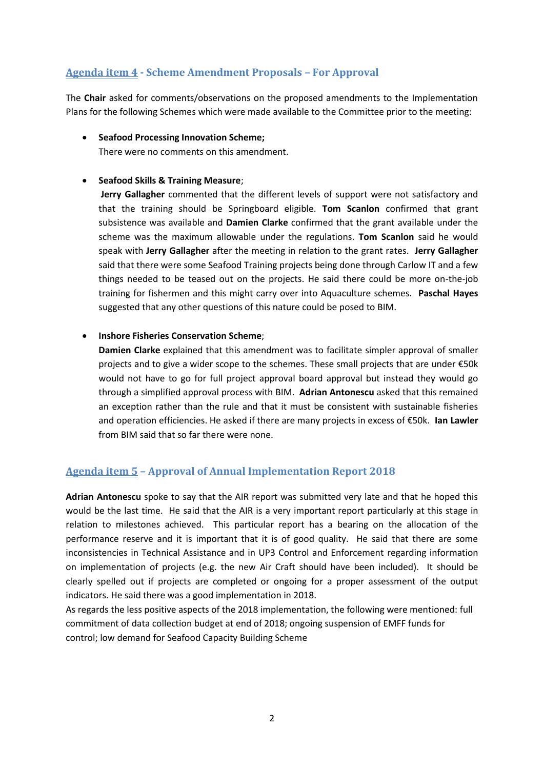## Agenda item 4 - Scheme Amendment Proposals – For Approval

The **Chair** asked for comments/observations on the proposed amendments to the Implementation Plans for the following Schemes which were made available to the Committee prior to the meeting:

- **Seafood Processing Innovation Scheme;**
  There were no comments on this amendment.

- **Seafood Skills & Training Measure**;
  **Jerry Gallagher** commented that the different levels of support were not satisfactory and that the training should be Springboard eligible. **Tom Scanlon** confirmed that grant subsistence was available and **Damien Clarke** confirmed that the grant available under the scheme was the maximum allowable under the regulations. **Tom Scanlon** said he would speak with **Jerry Gallagher** after the meeting in relation to the grant rates. **Jerry Gallagher** said that there were some Seafood Training projects being done through Carlow IT and a few things needed to be teased out on the projects. He said there could be more on-the-job training for fishermen and this might carry over into Aquaculture schemes. **Paschal Hayes** suggested that any other questions of this nature could be posed to BIM.

- **Inshore Fisheries Conservation Scheme**;
  **Damien Clarke** explained that this amendment was to facilitate simpler approval of smaller projects and to give a wider scope to the schemes. These small projects that are under €50k would not have to go for full project approval board approval but instead they would go through a simplified approval process with BIM. **Adrian Antonescu** asked that this remained an exception rather than the rule and that it must be consistent with sustainable fisheries and operation efficiencies. He asked if there are many projects in excess of €50k. **Ian Lawler** from BIM said that so far there were none.

## Agenda item 5 – Approval of Annual Implementation Report 2018

**Adrian Antonescu** spoke to say that the AIR report was submitted very late and that he hoped this would be the last time. He said that the AIR is a very important report particularly at this stage in relation to milestones achieved. This particular report has a bearing on the allocation of the performance reserve and it is important that it is of good quality. He said that there are some inconsistencies in Technical Assistance and in UP3 Control and Enforcement regarding information on implementation of projects (e.g. the new Air Craft should have been included). It should be clearly spelled out if projects are completed or ongoing for a proper assessment of the output indicators. He said there was a good implementation in 2018.

As regards the less positive aspects of the 2018 implementation, the following were mentioned: full commitment of data collection budget at end of 2018; ongoing suspension of EMFF funds for control; low demand for Seafood Capacity Building Scheme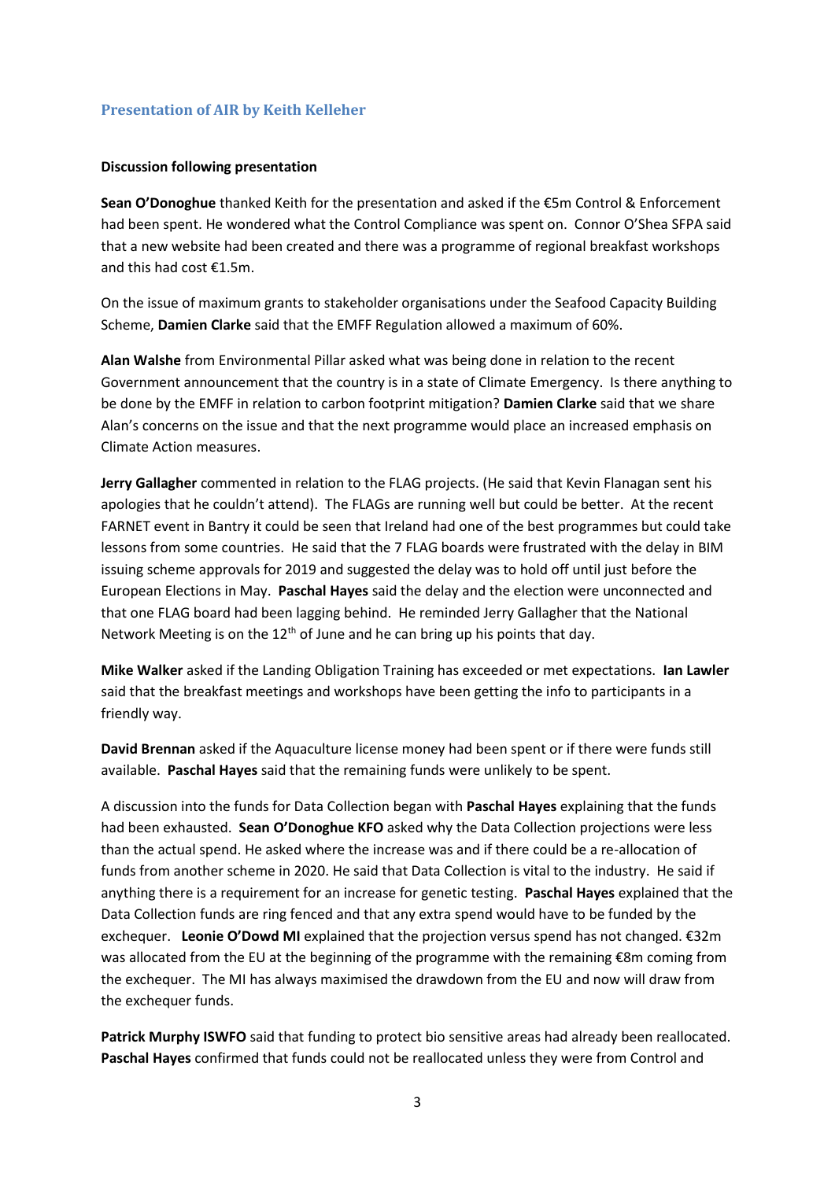## Presentation of AIR by Keith Kelleher

**Discussion following presentation**

**Sean O'Donoghue** thanked Keith for the presentation and asked if the €5m Control & Enforcement had been spent. He wondered what the Control Compliance was spent on. Connor O'Shea SFPA said that a new website had been created and there was a programme of regional breakfast workshops and this had cost €1.5m.

On the issue of maximum grants to stakeholder organisations under the Seafood Capacity Building Scheme, **Damien Clarke** said that the EMFF Regulation allowed a maximum of 60%.

**Alan Walshe** from Environmental Pillar asked what was being done in relation to the recent Government announcement that the country is in a state of Climate Emergency. Is there anything to be done by the EMFF in relation to carbon footprint mitigation? **Damien Clarke** said that we share Alan's concerns on the issue and that the next programme would place an increased emphasis on Climate Action measures.

**Jerry Gallagher** commented in relation to the FLAG projects. (He said that Kevin Flanagan sent his apologies that he couldn't attend). The FLAGs are running well but could be better. At the recent FARNET event in Bantry it could be seen that Ireland had one of the best programmes but could take lessons from some countries. He said that the 7 FLAG boards were frustrated with the delay in BIM issuing scheme approvals for 2019 and suggested the delay was to hold off until just before the European Elections in May. **Paschal Hayes** said the delay and the election were unconnected and that one FLAG board had been lagging behind. He reminded Jerry Gallagher that the National Network Meeting is on the 12th of June and he can bring up his points that day.

**Mike Walker** asked if the Landing Obligation Training has exceeded or met expectations. **Ian Lawler** said that the breakfast meetings and workshops have been getting the info to participants in a friendly way.

**David Brennan** asked if the Aquaculture license money had been spent or if there were funds still available. **Paschal Hayes** said that the remaining funds were unlikely to be spent.

A discussion into the funds for Data Collection began with **Paschal Hayes** explaining that the funds had been exhausted. **Sean O'Donoghue KFO** asked why the Data Collection projections were less than the actual spend. He asked where the increase was and if there could be a re-allocation of funds from another scheme in 2020. He said that Data Collection is vital to the industry. He said if anything there is a requirement for an increase for genetic testing. **Paschal Hayes** explained that the Data Collection funds are ring fenced and that any extra spend would have to be funded by the exchequer. **Leonie O'Dowd MI** explained that the projection versus spend has not changed. €32m was allocated from the EU at the beginning of the programme with the remaining €8m coming from the exchequer. The MI has always maximised the drawdown from the EU and now will draw from the exchequer funds.

**Patrick Murphy ISWFO** said that funding to protect bio sensitive areas had already been reallocated. **Paschal Hayes** confirmed that funds could not be reallocated unless they were from Control and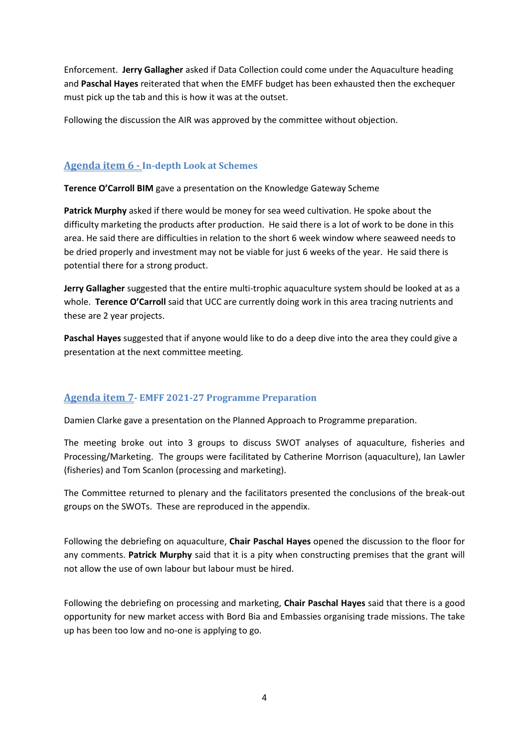Enforcement. **Jerry Gallagher** asked if Data Collection could come under the Aquaculture heading and **Paschal Hayes** reiterated that when the EMFF budget has been exhausted then the exchequer must pick up the tab and this is how it was at the outset.

Following the discussion the AIR was approved by the committee without objection.

## Agenda item 6 - In-depth Look at Schemes

**Terence O'Carroll BIM** gave a presentation on the Knowledge Gateway Scheme

**Patrick Murphy** asked if there would be money for sea weed cultivation. He spoke about the difficulty marketing the products after production. He said there is a lot of work to be done in this area. He said there are difficulties in relation to the short 6 week window where seaweed needs to be dried properly and investment may not be viable for just 6 weeks of the year. He said there is potential there for a strong product.

**Jerry Gallagher** suggested that the entire multi-trophic aquaculture system should be looked at as a whole. **Terence O'Carroll** said that UCC are currently doing work in this area tracing nutrients and these are 2 year projects.

**Paschal Hayes** suggested that if anyone would like to do a deep dive into the area they could give a presentation at the next committee meeting.

## Agenda item 7- EMFF 2021-27 Programme Preparation

Damien Clarke gave a presentation on the Planned Approach to Programme preparation.

The meeting broke out into 3 groups to discuss SWOT analyses of aquaculture, fisheries and Processing/Marketing. The groups were facilitated by Catherine Morrison (aquaculture), Ian Lawler (fisheries) and Tom Scanlon (processing and marketing).

The Committee returned to plenary and the facilitators presented the conclusions of the break-out groups on the SWOTs. These are reproduced in the appendix.

Following the debriefing on aquaculture, **Chair Paschal Hayes** opened the discussion to the floor for any comments. **Patrick Murphy** said that it is a pity when constructing premises that the grant will not allow the use of own labour but labour must be hired.

Following the debriefing on processing and marketing, **Chair Paschal Hayes** said that there is a good opportunity for new market access with Bord Bia and Embassies organising trade missions. The take up has been too low and no-one is applying to go.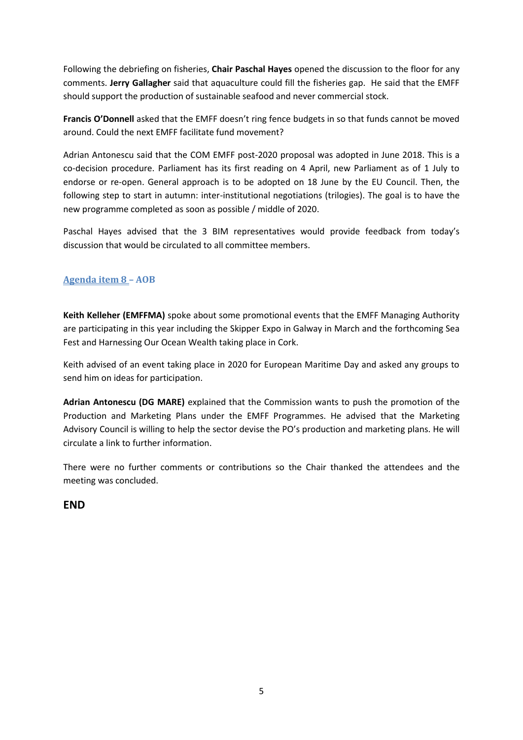Following the debriefing on fisheries, **Chair Paschal Hayes** opened the discussion to the floor for any comments. **Jerry Gallagher** said that aquaculture could fill the fisheries gap. He said that the EMFF should support the production of sustainable seafood and never commercial stock.

**Francis O'Donnell** asked that the EMFF doesn't ring fence budgets in so that funds cannot be moved around. Could the next EMFF facilitate fund movement?

Adrian Antonescu said that the COM EMFF post-2020 proposal was adopted in June 2018. This is a co-decision procedure. Parliament has its first reading on 4 April, new Parliament as of 1 July to endorse or re-open. General approach is to be adopted on 18 June by the EU Council. Then, the following step to start in autumn: inter-institutional negotiations (trilogies). The goal is to have the new programme completed as soon as possible / middle of 2020.

Paschal Hayes advised that the 3 BIM representatives would provide feedback from today's discussion that would be circulated to all committee members.

### Agenda item 8 – AOB

**Keith Kelleher (EMFFMA)** spoke about some promotional events that the EMFF Managing Authority are participating in this year including the Skipper Expo in Galway in March and the forthcoming Sea Fest and Harnessing Our Ocean Wealth taking place in Cork.

Keith advised of an event taking place in 2020 for European Maritime Day and asked any groups to send him on ideas for participation.

**Adrian Antonescu (DG MARE)** explained that the Commission wants to push the promotion of the Production and Marketing Plans under the EMFF Programmes. He advised that the Marketing Advisory Council is willing to help the sector devise the PO's production and marketing plans. He will circulate a link to further information.

There were no further comments or contributions so the Chair thanked the attendees and the meeting was concluded.

## END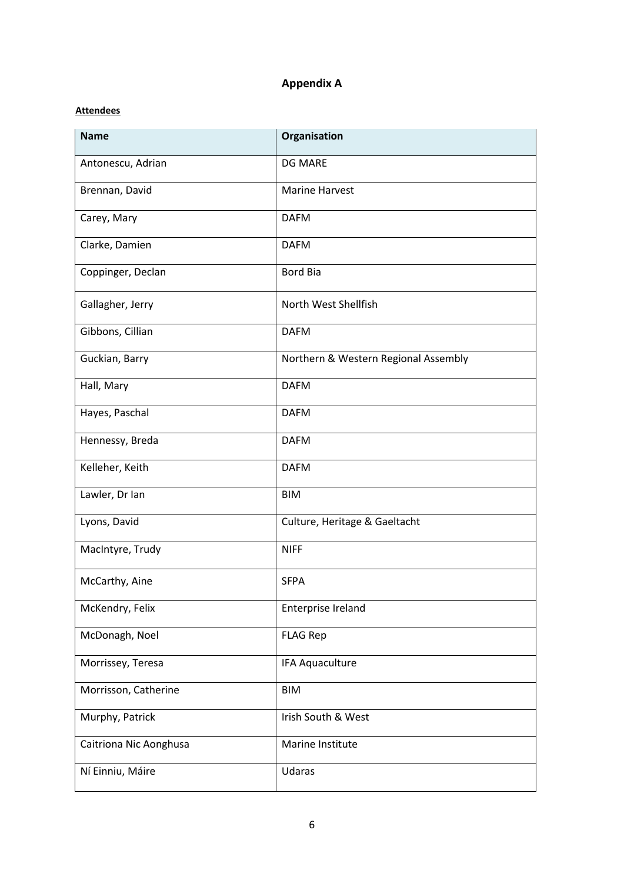# Appendix A

**Attendees**

| Name | Organisation |
|---|---|
| Antonescu, Adrian | DG MARE |
| Brennan, David | Marine Harvest |
| Carey, Mary | DAFM |
| Clarke, Damien | DAFM |
| Coppinger, Declan | Bord Bia |
| Gallagher, Jerry | North West Shellfish |
| Gibbons, Cillian | DAFM |
| Guckian, Barry | Northern & Western Regional Assembly |
| Hall, Mary | DAFM |
| Hayes, Paschal | DAFM |
| Hennessy, Breda | DAFM |
| Kelleher, Keith | DAFM |
| Lawler, Dr Ian | BIM |
| Lyons, David | Culture, Heritage & Gaeltacht |
| MacIntyre, Trudy | NIFF |
| McCarthy, Aine | SFPA |
| McKendry, Felix | Enterprise Ireland |
| McDonagh, Noel | FLAG Rep |
| Morrissey, Teresa | IFA Aquaculture |
| Morrisson, Catherine | BIM |
| Murphy, Patrick | Irish South & West |
| Caitriona Nic Aonghusa | Marine Institute |
| Ní Einniu, Máire | Udaras |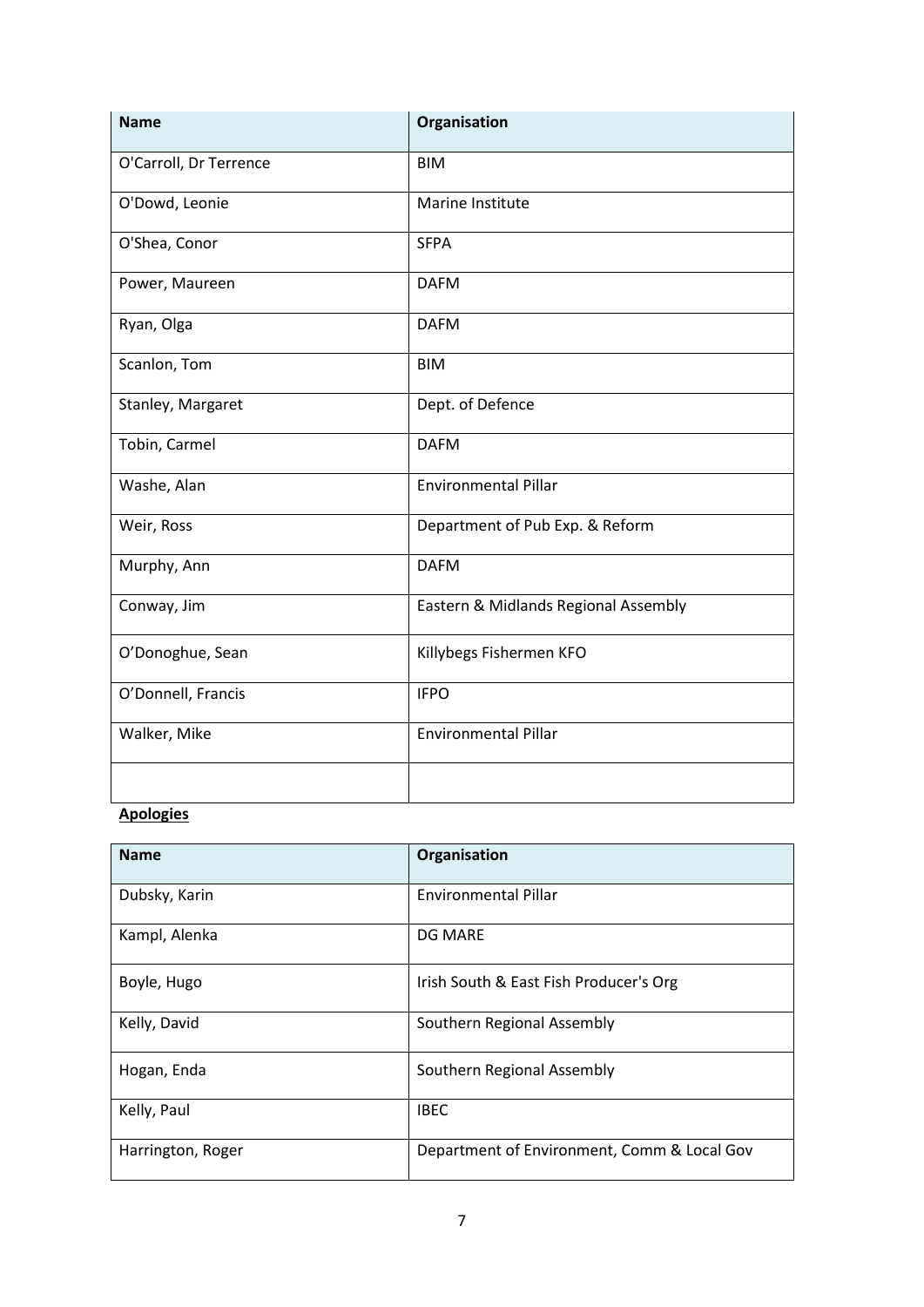| Name | Organisation |
|---|---|
| O'Carroll, Dr Terrence | BIM |
| O'Dowd, Leonie | Marine Institute |
| O'Shea, Conor | SFPA |
| Power, Maureen | DAFM |
| Ryan, Olga | DAFM |
| Scanlon, Tom | BIM |
| Stanley, Margaret | Dept. of Defence |
| Tobin, Carmel | DAFM |
| Washe, Alan | Environmental Pillar |
| Weir, Ross | Department of Pub Exp. & Reform |
| Murphy, Ann | DAFM |
| Conway, Jim | Eastern & Midlands Regional Assembly |
| O'Donoghue, Sean | Killybegs Fishermen KFO |
| O'Donnell, Francis | IFPO |
| Walker, Mike | Environmental Pillar |
| | |

**Apologies**

| Name | Organisation |
|---|---|
| Dubsky, Karin | Environmental Pillar |
| Kampl, Alenka | DG MARE |
| Boyle, Hugo | Irish South & East Fish Producer's Org |
| Kelly, David | Southern Regional Assembly |
| Hogan, Enda | Southern Regional Assembly |
| Kelly, Paul | IBEC |
| Harrington, Roger | Department of Environment, Comm & Local Gov |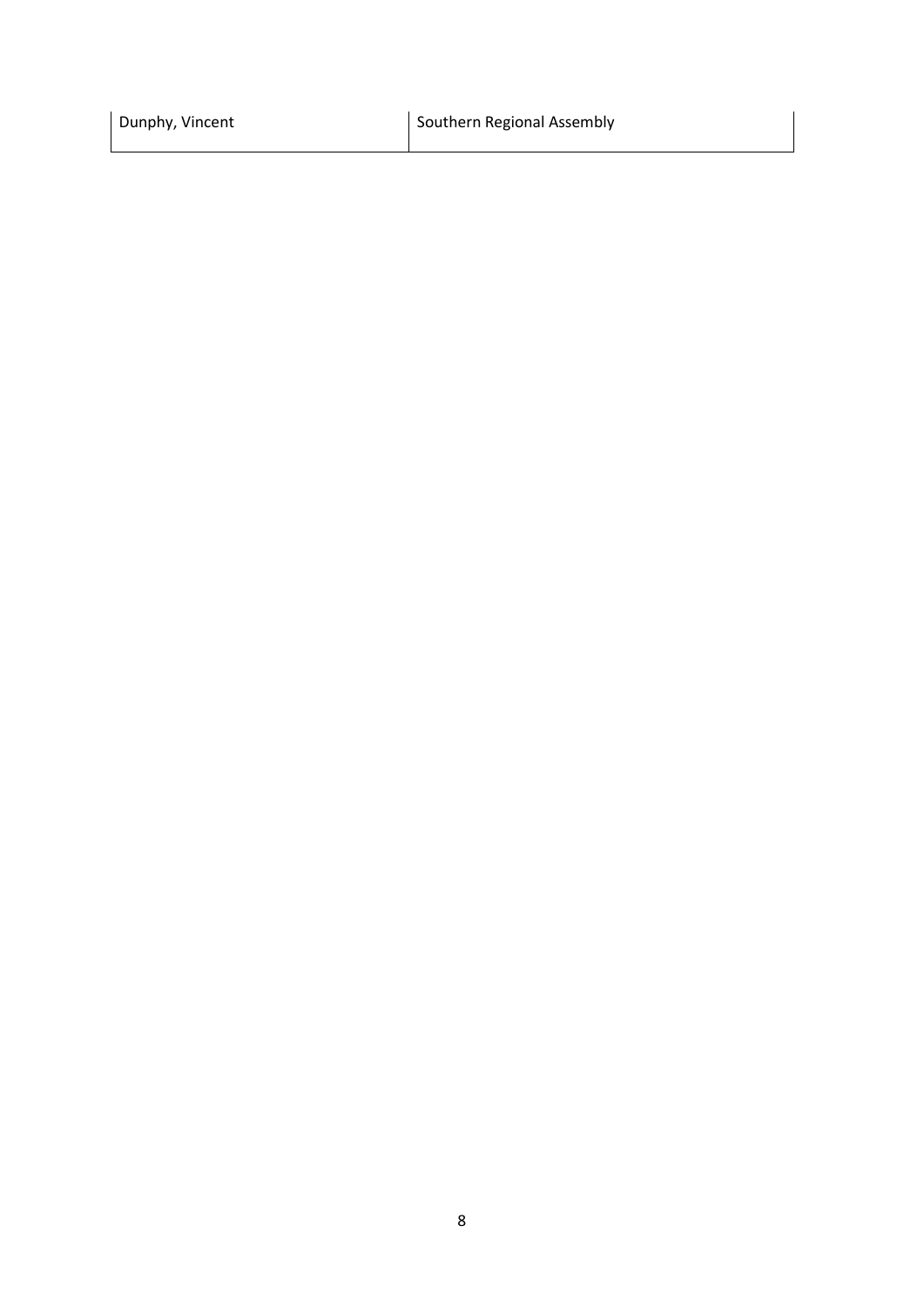| | |
| --- | --- |
| Dunphy, Vincent | Southern Regional Assembly |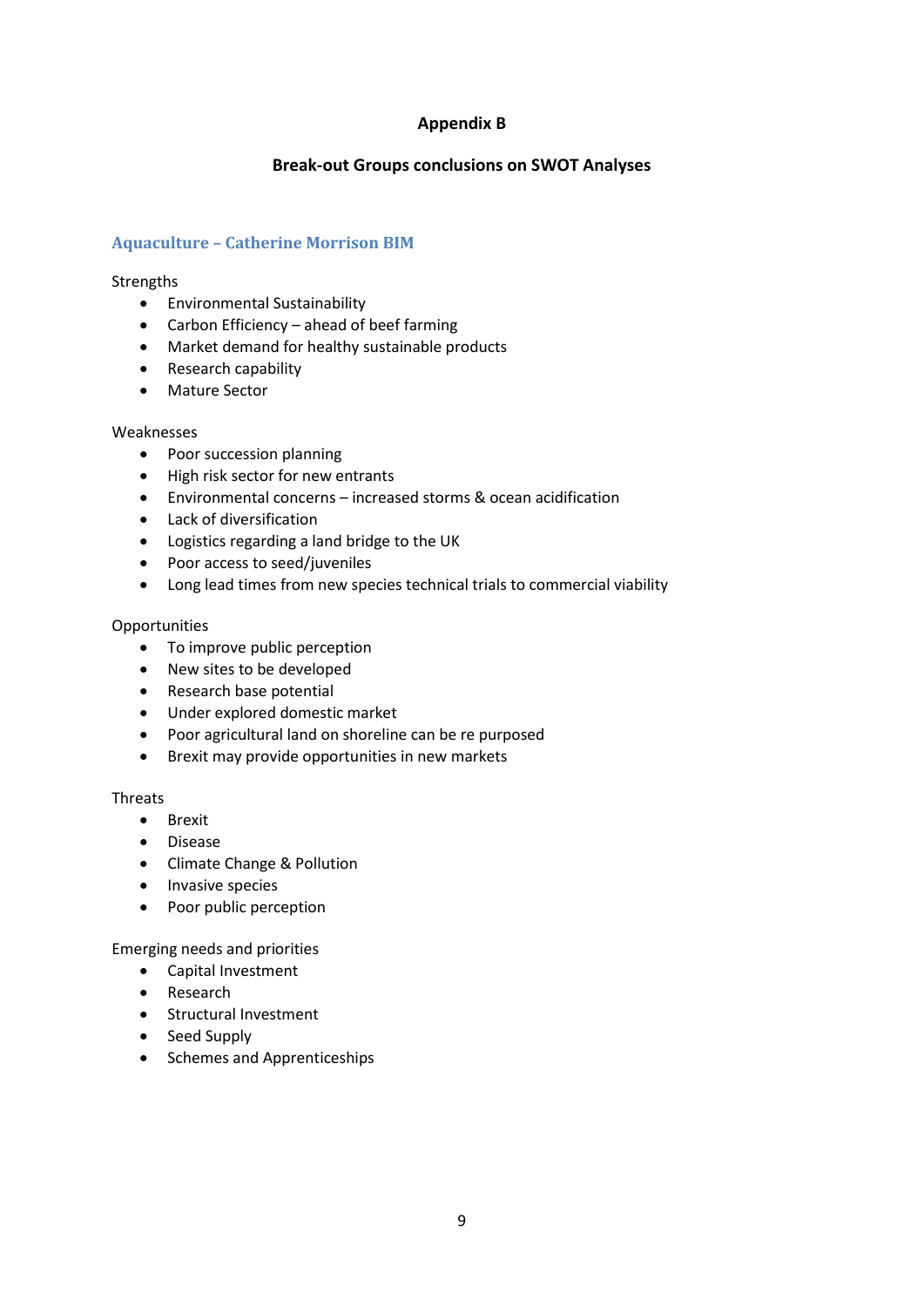# Appendix B

## Break-out Groups conclusions on SWOT Analyses

### Aquaculture – Catherine Morrison BIM

Strengths

- Environmental Sustainability
- Carbon Efficiency – ahead of beef farming
- Market demand for healthy sustainable products
- Research capability
- Mature Sector

Weaknesses

- Poor succession planning
- High risk sector for new entrants
- Environmental concerns – increased storms & ocean acidification
- Lack of diversification
- Logistics regarding a land bridge to the UK
- Poor access to seed/juveniles
- Long lead times from new species technical trials to commercial viability

Opportunities

- To improve public perception
- New sites to be developed
- Research base potential
- Under explored domestic market
- Poor agricultural land on shoreline can be re purposed
- Brexit may provide opportunities in new markets

Threats

- Brexit
- Disease
- Climate Change & Pollution
- Invasive species
- Poor public perception

Emerging needs and priorities

- Capital Investment
- Research
- Structural Investment
- Seed Supply
- Schemes and Apprenticeships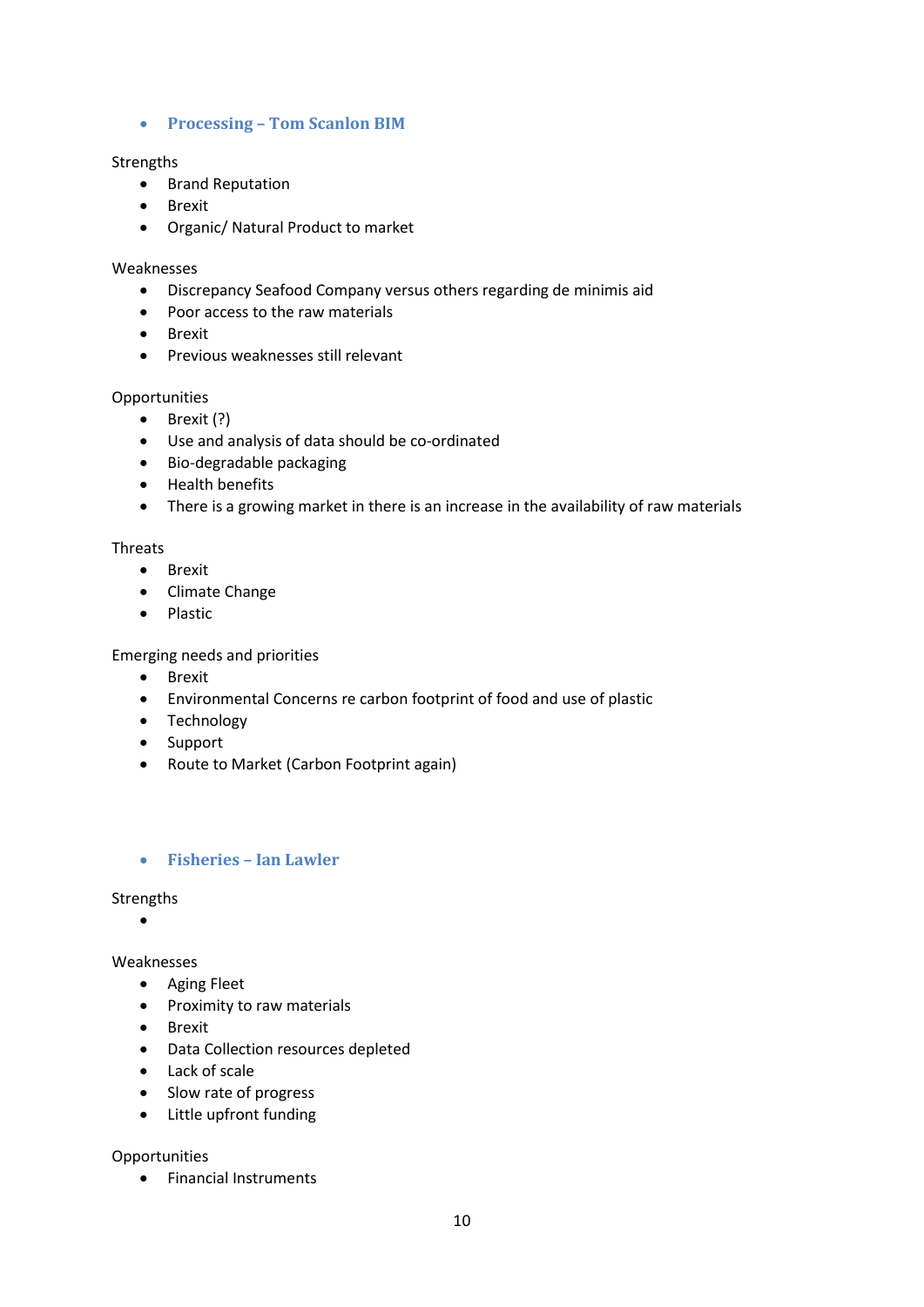- **Processing – Tom Scanlon BIM**

Strengths

- Brand Reputation
- Brexit
- Organic/ Natural Product to market

Weaknesses

- Discrepancy Seafood Company versus others regarding de minimis aid
- Poor access to the raw materials
- Brexit
- Previous weaknesses still relevant

Opportunities

- Brexit (?)
- Use and analysis of data should be co-ordinated
- Bio-degradable packaging
- Health benefits
- There is a growing market in there is an increase in the availability of raw materials

Threats

- Brexit
- Climate Change
- Plastic

Emerging needs and priorities

- Brexit
- Environmental Concerns re carbon footprint of food and use of plastic
- Technology
- Support
- Route to Market (Carbon Footprint again)

- **Fisheries – Ian Lawler**

Strengths

-

Weaknesses

- Aging Fleet
- Proximity to raw materials
- Brexit
- Data Collection resources depleted
- Lack of scale
- Slow rate of progress
- Little upfront funding

Opportunities

- Financial Instruments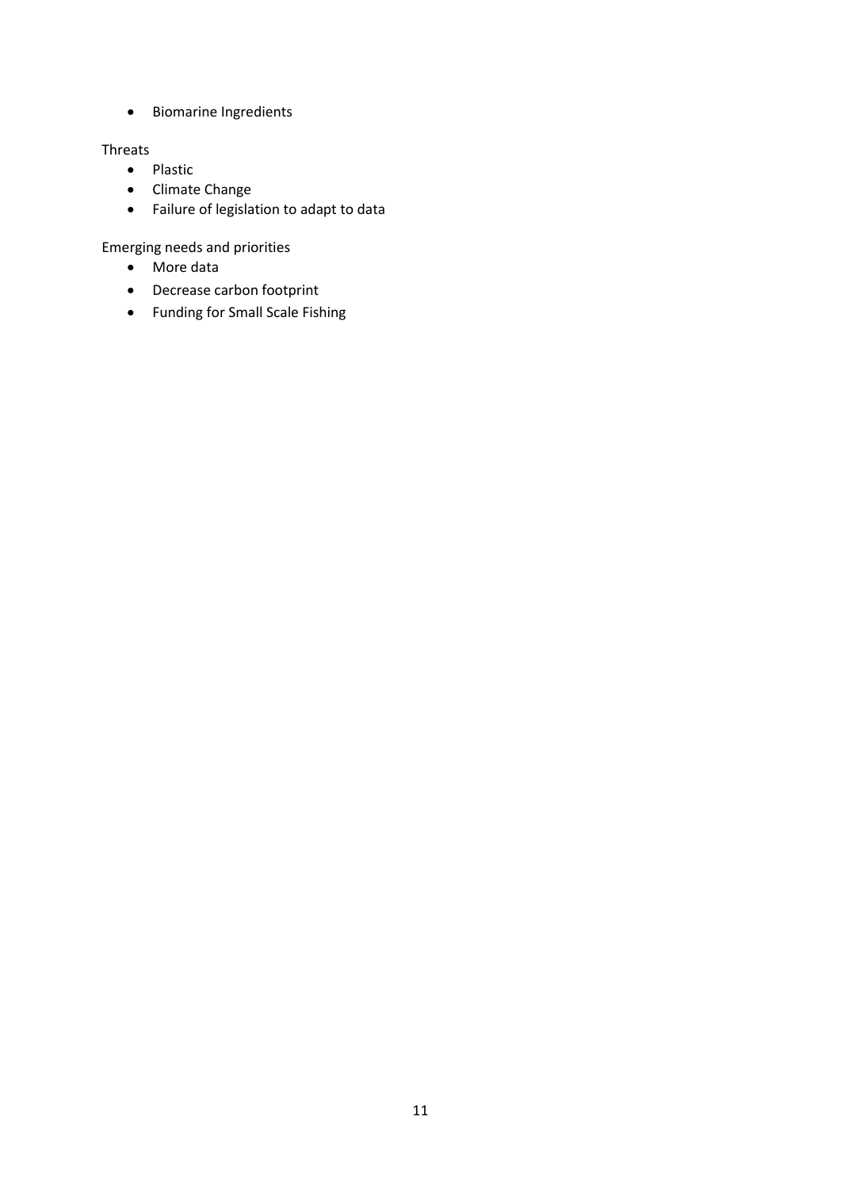- Biomarine Ingredients

Threats

- Plastic
- Climate Change
- Failure of legislation to adapt to data

Emerging needs and priorities

- More data
- Decrease carbon footprint
- Funding for Small Scale Fishing